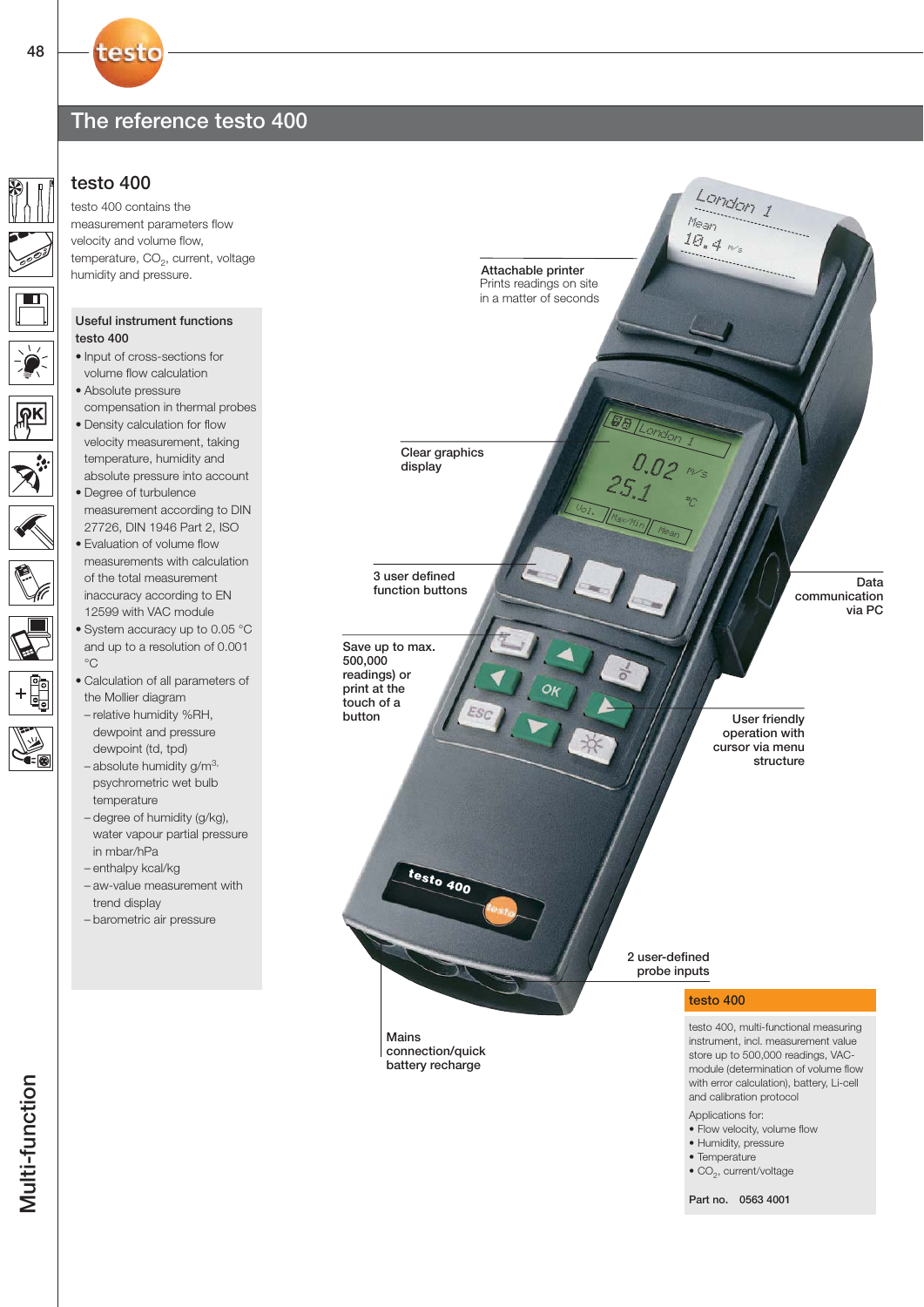## The reference testo 400

### testo 400

testo 400 contains the measurement parameters flow velocity and volume flow, temperature, $CO_2$, current, voltage humidity and pressure.

**Useful instrument functions testo 400**

- Input of cross-sections for volume flow calculation
- Absolute pressure compensation in thermal probes
- Density calculation for flow velocity measurement, taking temperature, humidity and absolute pressure into account
- Degree of turbulence measurement according to DIN 27726, DIN 1946 Part 2, ISO
- Evaluation of volume flow measurements with calculation of the total measurement inaccuracy according to EN 12599 with VAC module
- System accuracy up to 0.05 °C and up to a resolution of 0.001 °C
- Calculation of all parameters of the Mollier diagram
  - relative humidity %RH, dewpoint and pressure dewpoint (td, tpd)
  - absolute humidity g/m$^3$, psychrometric wet bulb temperature
  - degree of humidity (g/kg), water vapour partial pressure in mbar/hPa
  - enthalpy kcal/kg
  - aw-value measurement with trend display
  - barometric air pressure

Attachable printer
Prints readings on site in a matter of seconds

Clear graphics display

3 user defined function buttons

Save up to max. 500,000 readings) or print at the touch of a button

Data communication via PC

User friendly operation with cursor via menu structure

2 user-defined probe inputs

Mains connection/quick battery recharge

**testo 400**

testo 400, multi-functional measuring instrument, incl. measurement value store up to 500,000 readings, VAC-module (determination of volume flow with error calculation), battery, Li-cell and calibration protocol

Applications for:
- Flow velocity, volume flow
- Humidity, pressure
- Temperature
- $CO_2$, current/voltage

Part no. 0563 4001

Multi-function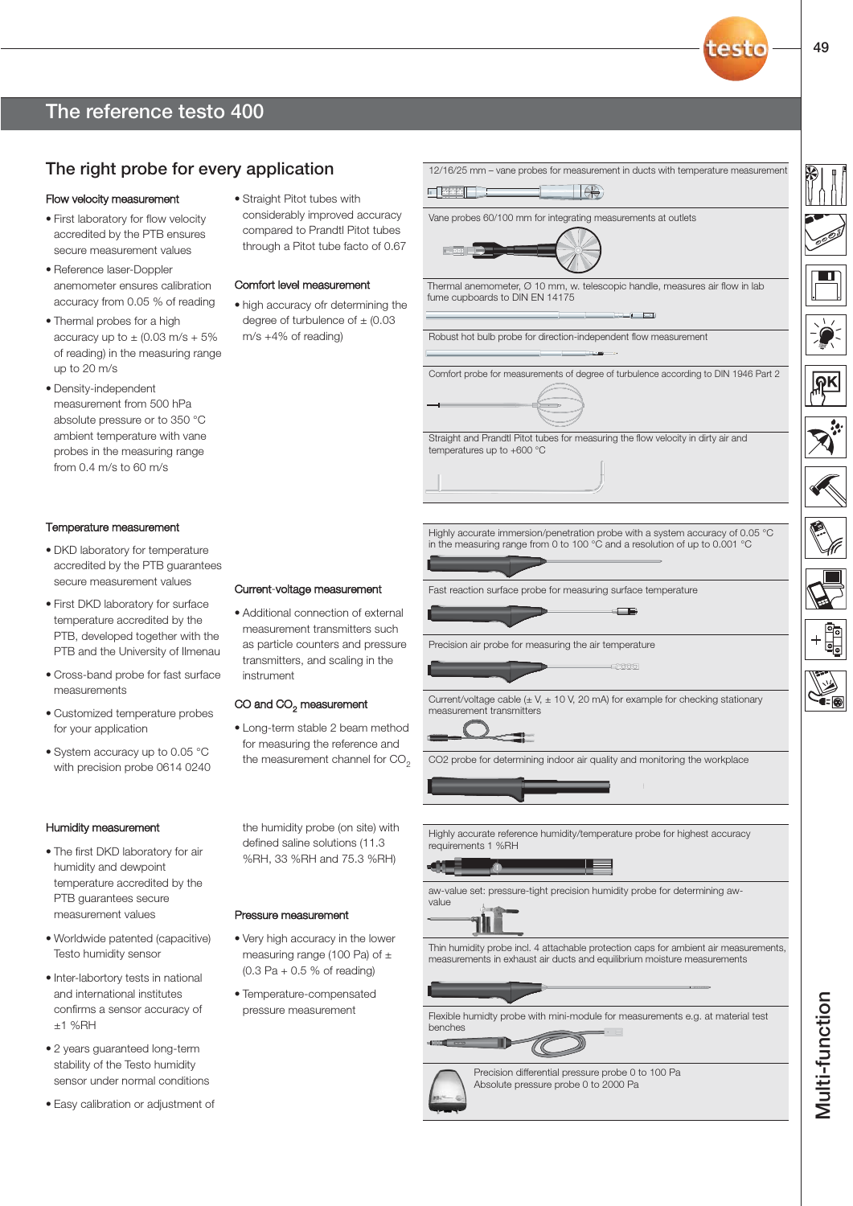# The reference testo 400

## The right probe for every application

### Flow velocity measurement

- First laboratory for flow velocity accredited by the PTB ensures secure measurement values
- Reference laser-Doppler anemometer ensures calibration accuracy from 0.05 % of reading
- Thermal probes for a high accuracy up to ± (0.03 m/s + 5% of reading) in the measuring range up to 20 m/s
- Density-independent measurement from 500 hPa absolute pressure or to 350 °C ambient temperature with vane probes in the measuring range from 0.4 m/s to 60 m/s
- Straight Pitot tubes with considerably improved accuracy compared to Prandtl Pitot tubes through a Pitot tube facto of 0.67

### Comfort level measurement

- high accuracy ofr determining the degree of turbulence of ± (0.03 m/s +4% of reading)

12/16/25 mm – vane probes for measurement in ducts with temperature measurement

Vane probes 60/100 mm for integrating measurements at outlets

Thermal anemometer, Ø 10 mm, w. telescopic handle, measures air flow in lab fume cupboards to DIN EN 14175

Robust hot bulb probe for direction-independent flow measurement

Comfort probe for measurements of degree of turbulence according to DIN 1946 Part 2

Straight and Prandtl Pitot tubes for measuring the flow velocity in dirty air and temperatures up to +600 °C

### Temperature measurement

- DKD laboratory for temperature accredited by the PTB guarantees secure measurement values
- First DKD laboratory for surface temperature accredited by the PTB, developed together with the PTB and the University of Ilmenau
- Cross-band probe for fast surface measurements
- Customized temperature probes for your application
- System accuracy up to 0.05 °C with precision probe 0614 0240

### Current-voltage measurement

- Additional connection of external measurement transmitters such as particle counters and pressure transmitters, and scaling in the instrument

### CO and $CO_2$ measurement

- Long-term stable 2 beam method for measuring the reference and the measurement channel for $CO_2$

Highly accurate immersion/penetration probe with a system accuracy of 0.05 °C in the measuring range from 0 to 100 °C and a resolution of up to 0.001 °C

Fast reaction surface probe for measuring surface temperature

Precision air probe for measuring the air temperature

Current/voltage cable (± V, ± 10 V, 20 mA) for example for checking stationary measurement transmitters

CO2 probe for determining indoor air quality and monitoring the workplace

### Humidity measurement

- The first DKD laboratory for air humidity and dewpoint temperature accredited by the PTB guarantees secure measurement values
- Worldwide patented (capacitive) Testo humidity sensor
- Inter-labortory tests in national and international institutes confirms a sensor accuracy of ±1 %RH
- 2 years guaranteed long-term stability of the Testo humidity sensor under normal conditions
- Easy calibration or adjustment of the humidity probe (on site) with defined saline solutions (11.3 %RH, 33 %RH and 75.3 %RH)

### Pressure measurement

- Very high accuracy in the lower measuring range (100 Pa) of ± (0.3 Pa + 0.5 % of reading)
- Temperature-compensated pressure measurement

Highly accurate reference humidity/temperature probe for highest accuracy requirements 1 %RH

aw-value set: pressure-tight precision humidity probe for determining aw-value

Thin humidity probe incl. 4 attachable protection caps for ambient air measurements, measurements in exhaust air ducts and equilibrium moisture measurements

Flexible humidty probe with mini-module for measurements e.g. at material test benches

Precision differential pressure probe 0 to 100 Pa
Absolute pressure probe 0 to 2000 Pa

Multi-function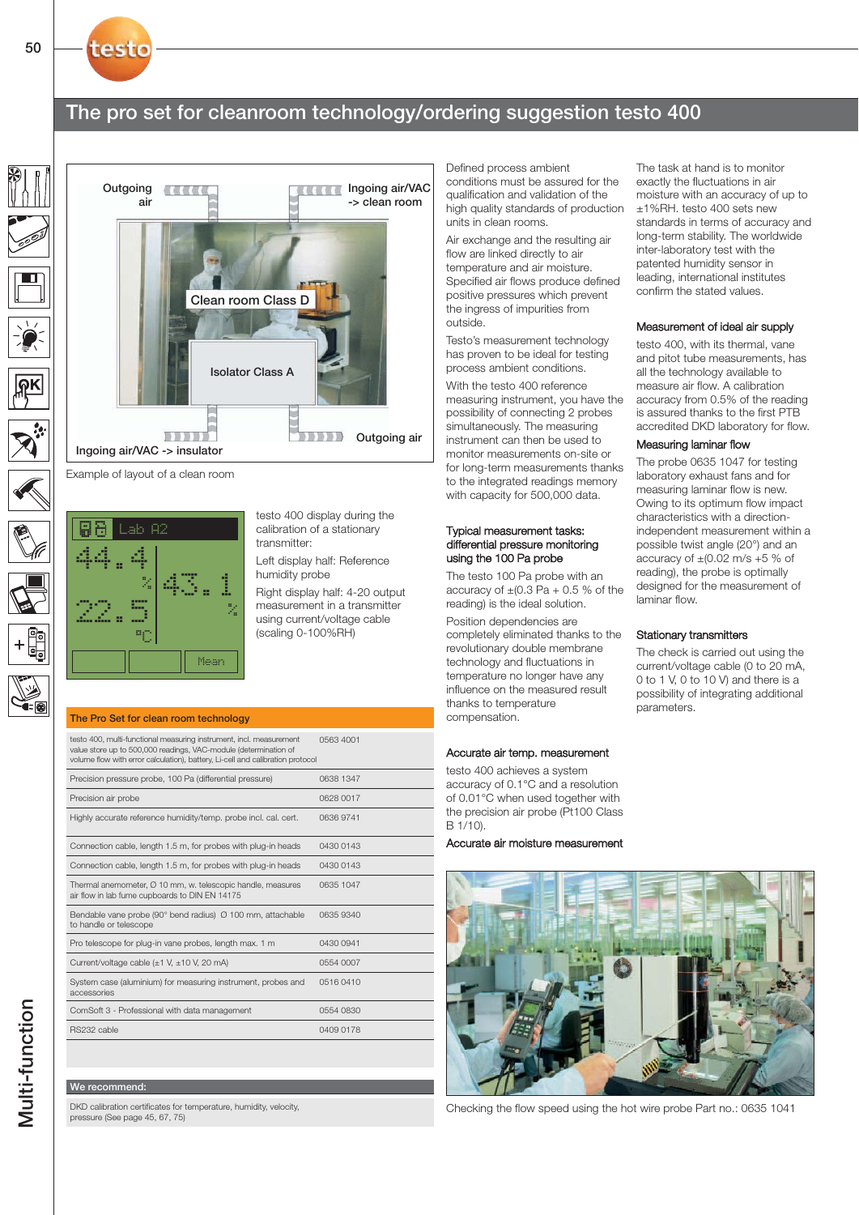# The pro set for cleanroom technology/ordering suggestion testo 400

Outgoing air

Ingoing air/VAC -> clean room

Clean room Class D

Isolator Class A

Ingoing air/VAC -> insulator

Outgoing air

Example of layout of a clean room

testo 400 display during the calibration of a stationary transmitter:

Left display half: Reference humidity probe

Right display half: 4-20 output measurement in a transmitter using current/voltage cable (scaling 0-100%RH)

| The Pro Set for clean room technology | |
|---|---|
| testo 400, multi-functional measuring instrument, incl. measurement value store up to 500,000 readings, VAC-module (determination of volume flow with error calculation), battery, Li-cell and calibration protocol | 0563 4001 |
| Precision pressure probe, 100 Pa (differential pressure) | 0638 1347 |
| Precision air probe | 0628 0017 |
| Highly accurate reference humidity/temp. probe incl. cal. cert. | 0636 9741 |
| Connection cable, length 1.5 m, for probes with plug-in heads | 0430 0143 |
| Connection cable, length 1.5 m, for probes with plug-in heads | 0430 0143 |
| Thermal anemometer, Ø 10 mm, w. telescopic handle, measures air flow in lab fume cupboards to DIN EN 14175 | 0635 1047 |
| Bendable vane probe (90° bend radius) Ø 100 mm, attachable to handle or telescope | 0635 9340 |
| Pro telescope for plug-in vane probes, length max. 1 m | 0430 0941 |
| Current/voltage cable (±1 V, ±10 V, 20 mA) | 0554 0007 |
| System case (aluminium) for measuring instrument, probes and accessories | 0516 0410 |
| ComSoft 3 - Professional with data management | 0554 0830 |
| RS232 cable | 0409 0178 |

**We recommend:**

DKD calibration certificates for temperature, humidity, velocity, pressure (See page 45, 67, 75)

Defined process ambient conditions must be assured for the qualification and validation of the high quality standards of production units in clean rooms.

Air exchange and the resulting air flow are linked directly to air temperature and air moisture. Specified air flows produce defined positive pressures which prevent the ingress of impurities from outside.

Testo's measurement technology has proven to be ideal for testing process ambient conditions.

With the testo 400 reference measuring instrument, you have the possibility of connecting 2 probes simultaneously. The measuring instrument can then be used to monitor measurements on-site or for long-term measurements thanks to the integrated readings memory with capacity for 500,000 data.

### Typical measurement tasks: differential pressure monitoring using the 100 Pa probe

The testo 100 Pa probe with an accuracy of ±(0.3 Pa + 0.5 % of the reading) is the ideal solution.

Position dependencies are completely eliminated thanks to the revolutionary double membrane technology and fluctuations in temperature no longer have any influence on the measured result thanks to temperature compensation.

### Accurate air temp. measurement

testo 400 achieves a system accuracy of 0.1°C and a resolution of 0.01°C when used together with the precision air probe (Pt100 Class B 1/10).

### Accurate air moisture measurement

The task at hand is to monitor exactly the fluctuations in air moisture with an accuracy of up to ±1%RH. testo 400 sets new standards in terms of accuracy and long-term stability. The worldwide inter-laboratory test with the patented humidity sensor in leading, international institutes confirm the stated values.

### Measurement of ideal air supply

testo 400, with its thermal, vane and pitot tube measurements, has all the technology available to measure air flow. A calibration accuracy from 0.5% of the reading is assured thanks to the first PTB accredited DKD laboratory for flow.

### Measuring laminar flow

The probe 0635 1047 for testing laboratory exhaust fans and for measuring laminar flow is new. Owing to its optimum flow impact characteristics with a direction-independent measurement within a possible twist angle (20°) and an accuracy of ±(0.02 m/s +5 % of reading), the probe is optimally designed for the measurement of laminar flow.

### Stationary transmitters

The check is carried out using the current/voltage cable (0 to 20 mA, 0 to 1 V, 0 to 10 V) and there is a possibility of integrating additional parameters.

Checking the flow speed using the hot wire probe Part no.: 0635 1041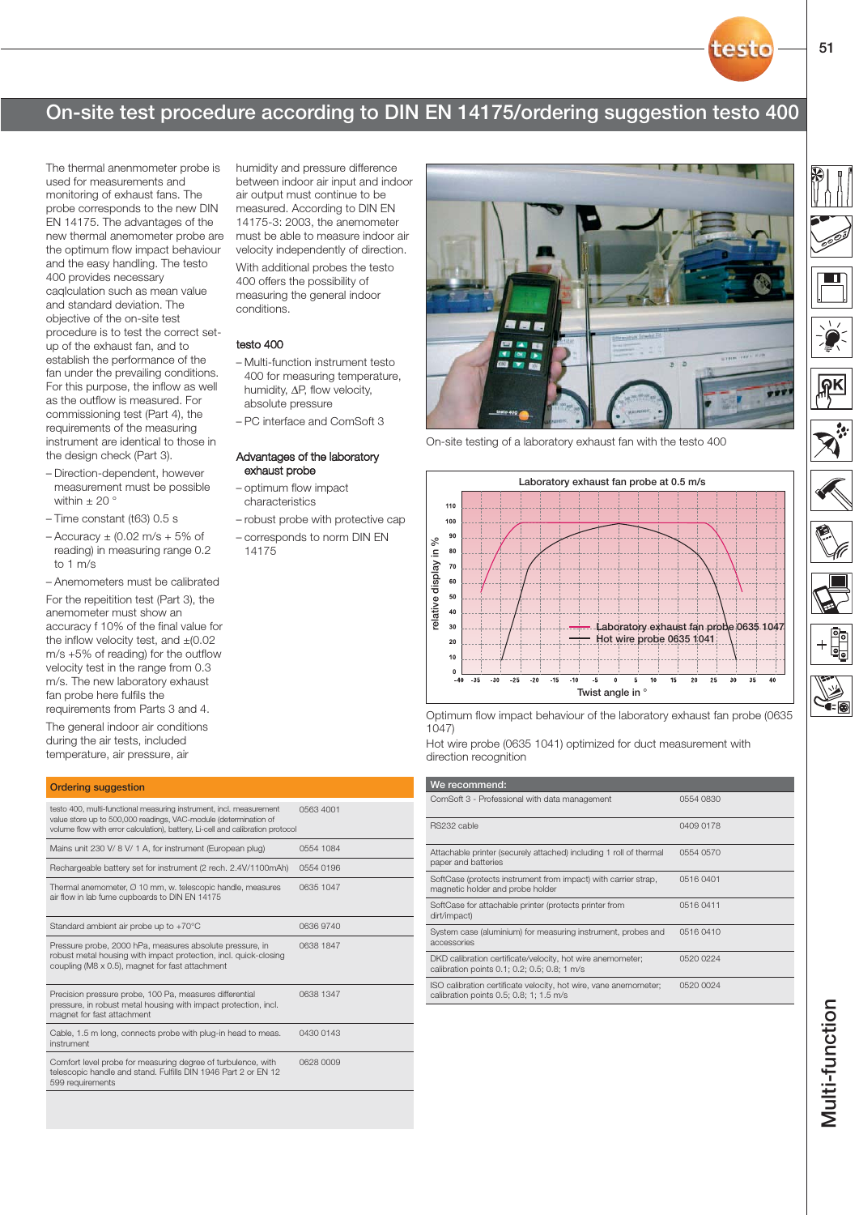# On-site test procedure according to DIN EN 14175/ordering suggestion testo 400

The thermal anenmometer probe is used for measurements and monitoring of exhaust fans. The probe corresponds to the new DIN EN 14175. The advantages of the new thermal anemometer probe are the optimum flow impact behaviour and the easy handling. The testo 400 provides necessary caqlculation such as mean value and standard deviation. The objective of the on-site test procedure is to test the correct set-up of the exhaust fan, and to establish the performance of the fan under the prevailing conditions. For this purpose, the inflow as well as the outflow is measured. For commissioning test (Part 4), the requirements of the measuring instrument are identical to those in the design check (Part 3).

- Direction-dependent, however measurement must be possible within ± 20 °
- Time constant (t63) 0.5 s
- Accuracy ± (0.02 m/s + 5% of reading) in measuring range 0.2 to 1 m/s
- Anemometers must be calibrated

For the repeitition test (Part 3), the anemometer must show an accuracy f 10% of the final value for the inflow velocity test, and ±(0.02 m/s +5% of reading) for the outflow velocity test in the range from 0.3 m/s. The new laboratory exhaust fan probe here fulfils the requirements from Parts 3 and 4.

The general indoor air conditions during the air tests, included temperature, air pressure, air humidity and pressure difference between indoor air input and indoor air output must continue to be measured. According to DIN EN 14175-3: 2003, the anemometer must be able to measure indoor air velocity independently of direction.

With additional probes the testo 400 offers the possibility of measuring the general indoor conditions.

### testo 400

- Multi-function instrument testo 400 for measuring temperature, humidity, ΔP, flow velocity, absolute pressure
- PC interface and ComSoft 3

### Advantages of the laboratory exhaust probe

- optimum flow impact characteristics
- robust probe with protective cap
- corresponds to norm DIN EN 14175

On-site testing of a laboratory exhaust fan with the testo 400

Laboratory exhaust fan probe at 0.5 m/s

Optimum flow impact behaviour of the laboratory exhaust fan probe (0635 1047)

Hot wire probe (0635 1041) optimized for duct measurement with direction recognition

| Ordering suggestion | |
|---|---|
| testo 400, multi-functional measuring instrument, incl. measurement value store up to 500,000 readings, VAC-module (determination of volume flow with error calculation), battery, Li-cell and calibration protocol | 0563 4001 |
| Mains unit 230 V/ 8 V/ 1 A, for instrument (European plug) | 0554 1084 |
| Rechargeable battery set for instrument (2 rech. 2.4V/1100mAh) | 0554 0196 |
| Thermal anemometer, Ø 10 mm, w. telescopic handle, measures air flow in lab fume cupboards to DIN EN 14175 | 0635 1047 |
| Standard ambient air probe up to +70°C | 0636 9740 |
| Pressure probe, 2000 hPa, measures absolute pressure, in robust metal housing with impact protection, incl. quick-closing coupling (M8 x 0.5), magnet for fast attachment | 0638 1847 |
| Precision pressure probe, 100 Pa, measures differential pressure, in robust metal housing with impact protection, incl. magnet for fast attachment | 0638 1347 |
| Cable, 1.5 m long, connects probe with plug-in head to meas. instrument | 0430 0143 |
| Comfort level probe for measuring degree of turbulence, with telescopic handle and stand. Fulfills DIN 1946 Part 2 or EN 12 599 requirements | 0628 0009 |

| We recommend: | |
|---|---|
| ComSoft 3 - Professional with data management | 0554 0830 |
| RS232 cable | 0409 0178 |
| Attachable printer (securely attached) including 1 roll of thermal paper and batteries | 0554 0570 |
| SoftCase (protects instrument from impact) with carrier strap, magnetic holder and probe holder | 0516 0401 |
| SoftCase for attachable printer (protects printer from dirt/impact) | 0516 0411 |
| System case (aluminium) for measuring instrument, probes and accessories | 0516 0410 |
| DKD calibration certificate/velocity, hot wire anemometer; calibration points 0.1; 0.2; 0.5; 0.8; 1 m/s | 0520 0224 |
| ISO calibration certificate velocity, hot wire, vane anemometer; calibration points 0.5; 0.8; 1; 1.5 m/s | 0520 0024 |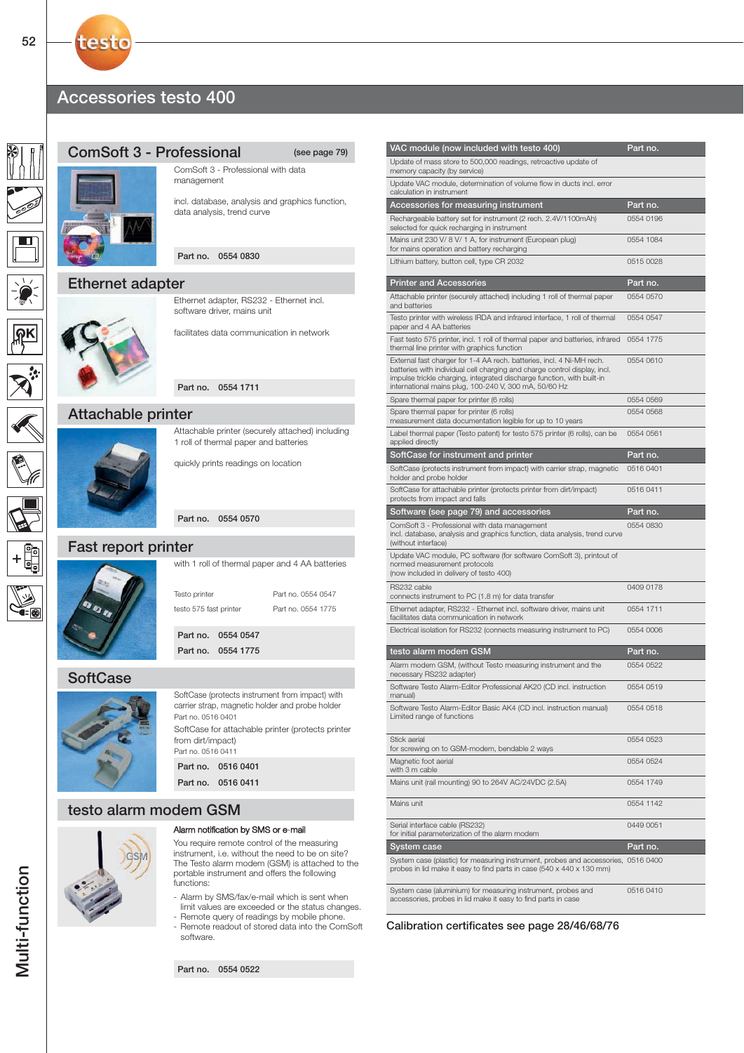# Accessories testo 400

## ComSoft 3 - Professional (see page 79)

ComSoft 3 - Professional with data management

incl. database, analysis and graphics function, data analysis, trend curve

**Part no. 0554 0830**

## Ethernet adapter

Ethernet adapter, RS232 - Ethernet incl. software driver, mains unit

facilitates data communication in network

**Part no. 0554 1711**

## Attachable printer

Attachable printer (securely attached) including 1 roll of thermal paper and batteries

quickly prints readings on location

**Part no. 0554 0570**

## Fast report printer

with 1 roll of thermal paper and 4 AA batteries

Testo printer — Part no. 0554 0547

testo 575 fast printer — Part no. 0554 1775

**Part no. 0554 0547**

**Part no. 0554 1775**

## SoftCase

SoftCase (protects instrument from impact) with carrier strap, magnetic holder and probe holder
Part no. 0516 0401

SoftCase for attachable printer (protects printer from dirt/impact)
Part no. 0516 0411

**Part no. 0516 0401**

**Part no. 0516 0411**

## testo alarm modem GSM

**Alarm notification by SMS or e-mail**

You require remote control of the measuring instrument, i.e. without the need to be on site? The Testo alarm modem (GSM) is attached to the portable instrument and offers the following functions:

- Alarm by SMS/fax/e-mail which is sent when limit values are exceeded or the status changes.
- Remote query of readings by mobile phone.
- Remote readout of stored data into the ComSoft software.

**Part no. 0554 0522**

| VAC module (now included with testo 400) | Part no. |
|---|---|
| Update of mass store to 500,000 readings, retroactive update of memory capacity (by service) | |
| Update VAC module, determination of volume flow in ducts incl. error calculation in instrument | |
| **Accessories for measuring instrument** | **Part no.** |
| Rechargeable battery set for instrument (2 rech. 2.4V/1100mAh) selected for quick recharging in instrument | 0554 0196 |
| Mains unit 230 V/ 8 V/ 1 A, for instrument (European plug) for mains operation and battery recharging | 0554 1084 |
| Lithium battery, button cell, type CR 2032 | 0515 0028 |
| **Printer and Accessories** | **Part no.** |
| Attachable printer (securely attached) including 1 roll of thermal paper and batteries | 0554 0570 |
| Testo printer with wireless IRDA and infrared interface, 1 roll of thermal paper and 4 AA batteries | 0554 0547 |
| Fast testo 575 printer, incl. 1 roll of thermal paper and batteries, infrared thermal line printer with graphics function | 0554 1775 |
| External fast charger for 1-4 AA rech. batteries, incl. 4 Ni-MH rech. batteries with individual cell charging and charge control display, incl. impulse trickle charging, integrated discharge function, with built-in international mains plug, 100-240 V, 300 mA, 50/60 Hz | 0554 0610 |
| Spare thermal paper for printer (6 rolls) | 0554 0569 |
| Spare thermal paper for printer (6 rolls) measurement data documentation legible for up to 10 years | 0554 0568 |
| Label thermal paper (Testo patent) for testo 575 printer (6 rolls), can be applied directly | 0554 0561 |
| **SoftCase for instrument and printer** | **Part no.** |
| SoftCase (protects instrument from impact) with carrier strap, magnetic holder and probe holder | 0516 0401 |
| SoftCase for attachable printer (protects printer from dirt/impact) protects from impact and falls | 0516 0411 |
| **Software (see page 79) and accessories** | **Part no.** |
| ComSoft 3 - Professional with data management incl. database, analysis and graphics function, data analysis, trend curve (without interface) | 0554 0830 |
| Update VAC module, PC software (for software ComSoft 3), printout of normed measurement protocols (now included in delivery of testo 400) | |
| RS232 cable connects instrument to PC (1.8 m) for data transfer | 0409 0178 |
| Ethernet adapter, RS232 - Ethernet incl. software driver, mains unit facilitates data communication in network | 0554 1711 |
| Electrical isolation for RS232 (connects measuring instrument to PC) | 0554 0006 |
| **testo alarm modem GSM** | **Part no.** |
| Alarm modem GSM, (without Testo measuring instrument and the necessary RS232 adapter) | 0554 0522 |
| Software Testo Alarm-Editor Professional AK20 (CD incl. instruction manual) | 0554 0519 |
| Software Testo Alarm-Editor Basic AK4 (CD incl. instruction manual) Limited range of functions | 0554 0518 |
| Stick aerial for screwing on to GSM-modem, bendable 2 ways | 0554 0523 |
| Magnetic foot aerial with 3 m cable | 0554 0524 |
| Mains unit (rail mounting) 90 to 264V AC/24VDC (2.5A) | 0554 1749 |
| Mains unit | 0554 1142 |
| Serial interface cable (RS232) for initial parameterization of the alarm modem | 0449 0051 |
| **System case** | **Part no.** |
| System case (plastic) for measuring instrument, probes and accessories, probes in lid make it easy to find parts in case (540 x 440 x 130 mm) | 0516 0400 |
| System case (aluminium) for measuring instrument, probes and accessories, probes in lid make it easy to find parts in case | 0516 0410 |

Calibration certificates see page 28/46/68/76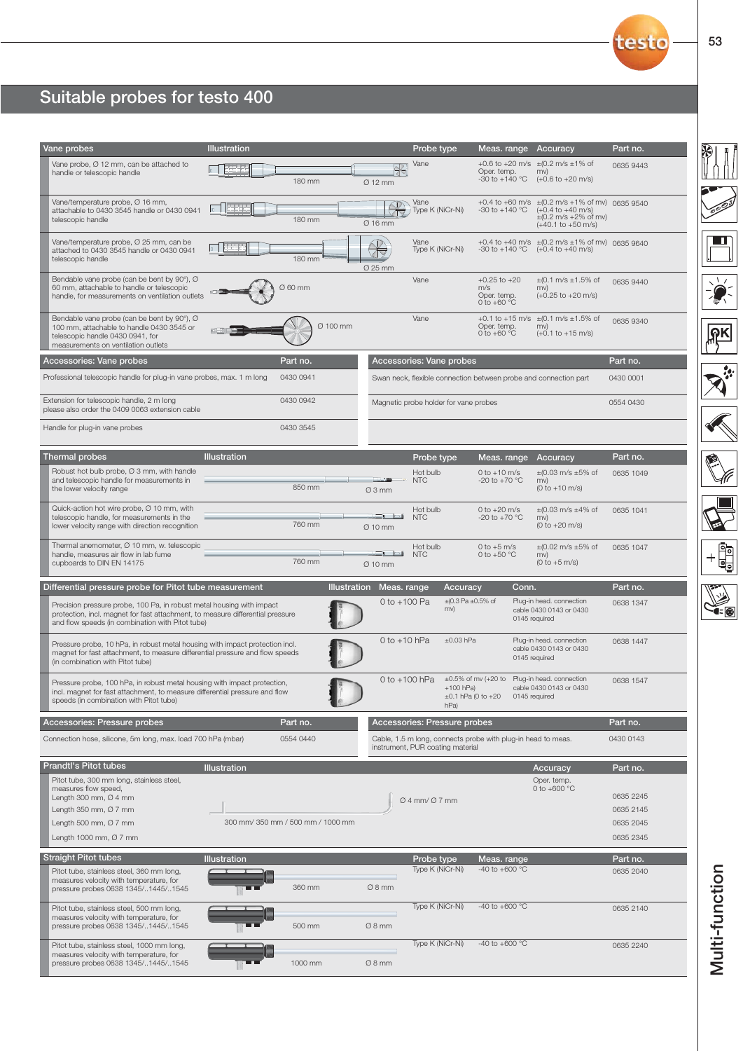# Suitable probes for testo 400

| Vane probes | Illustration | Probe type | Meas. range | Accuracy | Part no. |
|---|---|---|---|---|---|
| Vane probe, Ø 12 mm, can be attached to handle or telescopic handle | 180 mm, Ø 12 mm | Vane | +0.6 to +20 m/s Oper. temp. -30 to +140 °C | ±(0.2 m/s ±1% of mv) (+0.6 to +20 m/s) | 0635 9443 |
| Vane/temperature probe, Ø 16 mm, attachable to 0430 3545 handle or 0430 0941 telescopic handle | 180 mm, Ø 16 mm | Vane Type K (NiCr-Ni) | +0.4 to +60 m/s -30 to +140 °C | ±(0.2 m/s ±1% of mv) (+0.4 to +40 m/s) ±(0.2 m/s ±2% of mv) (+40.1 to +50 m/s) | 0635 9540 |
| Vane/temperature probe, Ø 25 mm, can be attached to 0430 3545 handle or 0430 0941 telescopic handle | 180 mm, Ø 25 mm | Vane Type K (NiCr-Ni) | +0.4 to +40 m/s -30 to +140 °C | ±(0.2 m/s ±1% of mv) (+0.4 to +40 m/s) | 0635 9640 |
| Bendable vane probe (can be bent by 90°), Ø 60 mm, attachable to handle or telescopic handle, for measurements on ventilation outlets | Ø 60 mm | Vane | +0.25 to +20 m/s Oper. temp. 0 to +60 °C | ±(0.1 m/s ±1.5% of mv) (+0.25 to +20 m/s) | 0635 9440 |
| Bendable vane probe (can be bent by 90°), Ø 100 mm, attachable to handle 0430 3545 or telescopic handle 0430 0941, for measurements on ventilation outlets | Ø 100 mm | Vane | +0.1 to +15 m/s Oper. temp. 0 to +60 °C | ±(0.1 m/s ±1.5% of mv) (+0.1 to +15 m/s) | 0635 9340 |

| Accessories: Vane probes | Part no. |
|---|---|
| Professional telescopic handle for plug-in vane probes, max. 1 m long | 0430 0941 |
| Extension for telescopic handle, 2 m long please also order the 0409 0063 extension cable | 0430 0942 |
| Handle for plug-in vane probes | 0430 3545 |

| Accessories: Vane probes | Part no. |
|---|---|
| Swan neck, flexible connection between probe and connection part | 0430 0001 |
| Magnetic probe holder for vane probes | 0554 0430 |

| Thermal probes | Illustration | Probe type | Meas. range | Accuracy | Part no. |
|---|---|---|---|---|---|
| Robust hot bulb probe, Ø 3 mm, with handle and telescopic handle for measurements in the lower velocity range | 850 mm, Ø 3 mm | Hot bulb NTC | 0 to +10 m/s -20 to +70 °C | ±(0.03 m/s ±5% of mv) (0 to +10 m/s) | 0635 1049 |
| Quick-action hot wire probe, Ø 10 mm, with telescopic handle, for measurements in the lower velocity range with direction recognition | 760 mm, Ø 10 mm | Hot bulb NTC | 0 to +20 m/s -20 to +70 °C | ±(0.03 m/s ±4% of mv) (0 to +20 m/s) | 0635 1041 |
| Thermal anemometer, Ø 10 mm, w. telescopic handle, measures air flow in lab fume cupboards to DIN EN 14175 | 760 mm, Ø 10 mm | Hot bulb NTC | 0 to +5 m/s 0 to +50 °C | ±(0.02 m/s ±5% of mv) (0 to +5 m/s) | 0635 1047 |

| Differential pressure probe for Pitot tube measurement | Illustration | Meas. range | Accuracy | Conn. | Part no. |
|---|---|---|---|---|---|
| Precision pressure probe, 100 Pa, in robust metal housing with impact protection, incl. magnet for fast attachment, to measure differential pressure and flow speeds (in combination with Pitot tube) | | 0 to +100 Pa | ±(0.3 Pa ±0.5% of mv) | Plug-in head. connection cable 0430 0143 or 0430 0145 required | 0638 1347 |
| Pressure probe, 10 hPa, in robust metal housing with impact protection incl. magnet for fast attachment, to measure differential pressure and flow speeds (in combination with Pitot tube) | | 0 to +10 hPa | ±0.03 hPa | Plug-in head. connection cable 0430 0143 or 0430 0145 required | 0638 1447 |
| Pressure probe, 100 hPa, in robust metal housing with impact protection, incl. magnet for fast attachment, to measure differential pressure and flow speeds (in combination with Pitot tube) | | 0 to +100 hPa | ±0.5% of mv (+20 to +100 hPa) ±0.1 hPa (0 to +20 hPa) | Plug-in head. connection cable 0430 0143 or 0430 0145 required | 0638 1547 |

| Accessories: Pressure probes | Part no. |
|---|---|
| Connection hose, silicone, 5m long, max. load 700 hPa (mbar) | 0554 0440 |

| Accessories: Pressure probes | Part no. |
|---|---|
| Cable, 1.5 m long, connects probe with plug-in head to meas. instrument, PUR coating material | 0430 0143 |

| Prandtl's Pitot tubes | Illustration | Accuracy | Part no. |
|---|---|---|---|
| Pitot tube, 300 mm long, stainless steel, measures flow speed, | 300 mm/ 350 mm / 500 mm / 1000 mm; Ø 4 mm/ Ø 7 mm | Oper. temp. 0 to +600 °C | |
| Length 300 mm, Ø 4 mm | | | 0635 2245 |
| Length 350 mm, Ø 7 mm | | | 0635 2145 |
| Length 500 mm, Ø 7 mm | | | 0635 2045 |
| Length 1000 mm, Ø 7 mm | | | 0635 2345 |

| Straight Pitot tubes | Illustration | Probe type | Meas. range | Part no. |
|---|---|---|---|---|
| Pitot tube, stainless steel, 360 mm long, measures velocity with temperature, for pressure probes 0638 1345/..1445/..1545 | 360 mm, Ø 8 mm | Type K (NiCr-Ni) | -40 to +600 °C | 0635 2040 |
| Pitot tube, stainless steel, 500 mm long, measures velocity with temperature, for pressure probes 0638 1345/..1445/..1545 | 500 mm, Ø 8 mm | Type K (NiCr-Ni) | -40 to +600 °C | 0635 2140 |
| Pitot tube, stainless steel, 1000 mm long, measures velocity with temperature, for pressure probes 0638 1345/..1445/..1545 | 1000 mm, Ø 8 mm | Type K (NiCr-Ni) | -40 to +600 °C | 0635 2240 |

Multi-function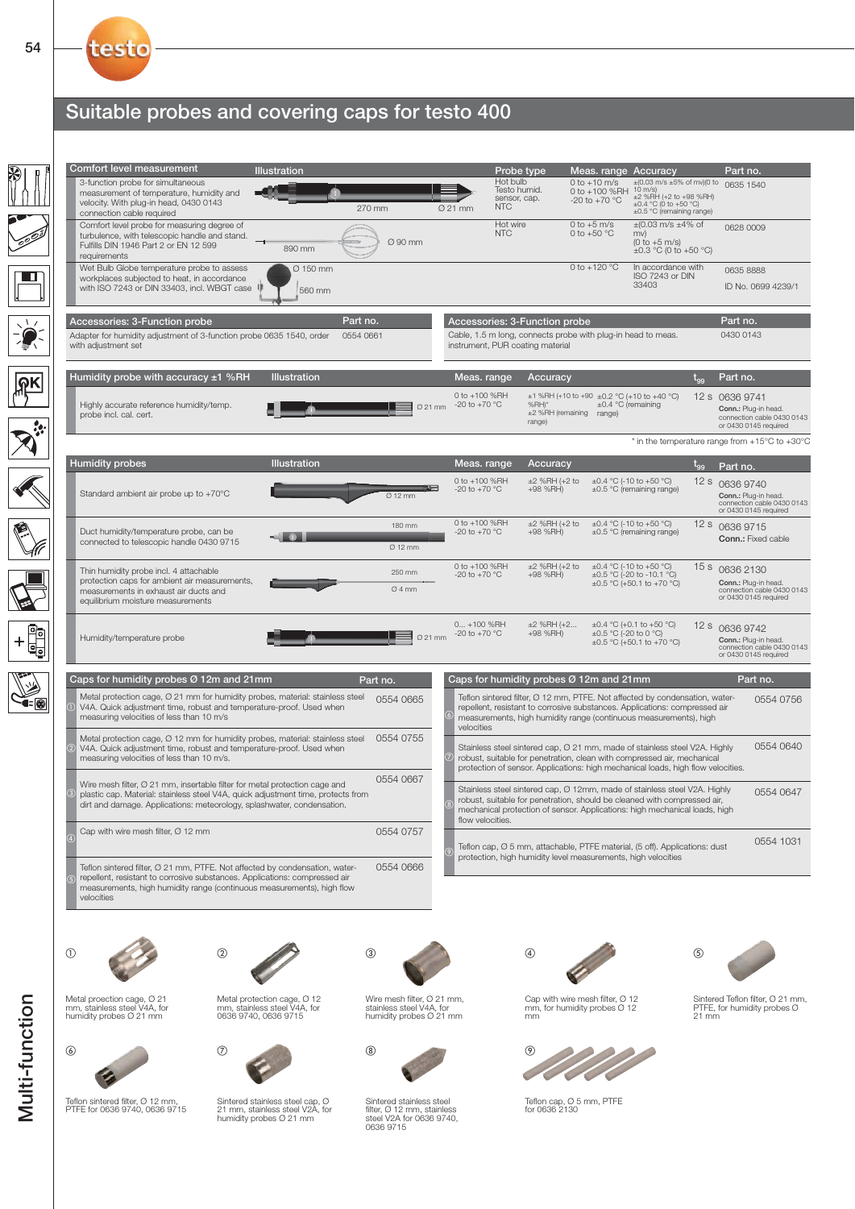## Suitable probes and covering caps for testo 400

| Comfort level measurement | Illustration | Probe type | Meas. range | Accuracy | Part no. |
|---|---|---|---|---|---|
| 3-function probe for simultaneous measurement of temperature, humidity and velocity. With plug-in head, 0430 0143 connection cable required | 270 mm, Ø 21 mm | Hot bulb Testo humid. sensor, cap. NTC | 0 to +10 m/s<br>0 to +100 %RH<br>-20 to +70 °C | ±(0.03 m/s ±5% of mv)(0 to 10 m/s)<br>±2 %RH (+2 to +98 %RH)<br>±0.4 °C (0 to +50 °C)<br>±0.5 °C (remaining range) | 0635 1540 |
| Comfort level probe for measuring degree of turbulence, with telescopic handle and stand. Fulfills DIN 1946 Part 2 or EN 12 599 requirements | 890 mm, Ø 90 mm | Hot wire NTC | 0 to +5 m/s<br>0 to +50 °C | ±(0.03 m/s ±4% of mv)<br>(0 to +5 m/s)<br>±0.3 °C (0 to +50 °C) | 0628 0009 |
| Wet Bulb Globe temperature probe to assess workplaces subjected to heat, in accordance with ISO 7243 or DIN 33403, incl. WBGT case | Ø 150 mm, 560 mm | | 0 to +120 °C | In accordance with ISO 7243 or DIN 33403 | 0635 8888<br>ID No. 0699 4239/1 |

| Accessories: 3-Function probe | Part no. |
|---|---|
| Adapter for humidity adjustment of 3-function probe 0635 1540, order with adjustment set | 0554 0661 |
| Cable, 1.5 m long, connects probe with plug-in head to meas. instrument, PUR coating material | 0430 0143 |

| Humidity probe with accuracy ±1 %RH | Illustration | Meas. range | Accuracy | | $t_{99}$ | Part no. |
|---|---|---|---|---|---|---|
| Highly accurate reference humidity/temp. probe incl. cal. cert. | Ø 21 mm | 0 to +100 %RH<br>-20 to +70 °C | ±1 %RH (+10 to +90 %RH)*<br>±2 %RH (remaining range) | ±0.2 °C (+10 to +40 °C)<br>±0.4 °C (remaining range) | 12 s | 0636 9741<br>**Conn.:** Plug-in head. connection cable 0430 0143 or 0430 0145 required |

\* in the temperature range from +15°C to +30°C

| Humidity probes | Illustration | Meas. range | Accuracy | | $t_{99}$ | Part no. |
|---|---|---|---|---|---|---|
| Standard ambient air probe up to +70°C | Ø 12 mm | 0 to +100 %RH<br>-20 to +70 °C | ±2 %RH (+2 to +98 %RH) | ±0.4 °C (-10 to +50 °C)<br>±0.5 °C (remaining range) | 12 s | 0636 9740<br>**Conn.:** Plug-in head. connection cable 0430 0143 or 0430 0145 required |
| Duct humidity/temperature probe, can be connected to telescopic handle 0430 9715 | 180 mm, Ø 12 mm | 0 to +100 %RH<br>-20 to +70 °C | ±2 %RH (+2 to +98 %RH) | ±0.4 °C (-10 to +50 °C)<br>±0.5 °C (remaining range) | 12 s | 0636 9715<br>**Conn.:** Fixed cable |
| Thin humidity probe incl. 4 attachable protection caps for ambient air measurements, measurements in exhaust air ducts and equilibrium moisture measurements | 250 mm, Ø 4 mm | 0 to +100 %RH<br>-20 to +70 °C | ±2 %RH (+2 to +98 %RH) | ±0.4 °C (-10 to +50 °C)<br>±0.5 °C (-20 to -10.1 °C)<br>±0.5 °C (+50.1 to +70 °C) | 15 s | 0636 2130<br>**Conn.:** Plug-in head. connection cable 0430 0143 or 0430 0145 required |
| Humidity/temperature probe | Ø 21 mm | 0... +100 %RH<br>-20 to +70 °C | ±2 %RH (+2... +98 %RH) | ±0.4 °C (+0.1 to +50 °C)<br>±0.5 °C (-20 to 0 °C)<br>±0.5 °C (+50.1 to +70 °C) | 12 s | 0636 9742<br>**Conn.:** Plug-in head. connection cable 0430 0143 or 0430 0145 required |

| Caps for humidity probes Ø 12m and 21mm | Part no. |
|---|---|
| ① Metal protection cage, Ø 21 mm for humidity probes, material: stainless steel V4A. Quick adjustment time, robust and temperature-proof. Used when measuring velocities of less than 10 m/s | 0554 0665 |
| ② Metal protection cage, Ø 12 mm for humidity probes, material: stainless steel V4A. Quick adjustment time, robust and temperature-proof. Used when measuring velocities of less than 10 m/s. | 0554 0755 |
| ③ Wire mesh filter, Ø 21 mm, insertable filter for metal protection cage and plastic cap. Material: stainless steel V4A, quick adjustment time, protects from dirt and damage. Applications: meteorology, splashwater, condensation. | 0554 0667 |
| ④ Cap with wire mesh filter, Ø 12 mm | 0554 0757 |
| ⑤ Teflon sintered filter, Ø 21 mm, PTFE. Not affected by condensation, water-repellent, resistant to corrosive substances. Applications: compressed air measurements, high humidity range (continuous measurements), high flow velocities | 0554 0666 |
| ⑥ Teflon sintered filter, Ø 12 mm, PTFE. Not affected by condensation, water-repellent, resistant to corrosive substances. Applications: compressed air measurements, high humidity range (continuous measurements), high velocities | 0554 0756 |
| ⑦ Stainless steel sintered cap, Ø 21 mm, made of stainless steel V2A. Highly robust, suitable for penetration, clean with compressed air, mechanical protection of sensor. Applications: high mechanical loads, high flow velocities. | 0554 0640 |
| ⑧ Stainless steel sintered cap, Ø 12mm, made of stainless steel V2A. Highly robust, suitable for penetration, should be cleaned with compressed air, mechanical protection of sensor. Applications: high mechanical loads, high flow velocities. | 0554 0647 |
| ⑨ Teflon cap, Ø 5 mm, attachable, PTFE material, (5 off). Applications: dust protection, high humidity level measurements, high velocities | 0554 1031 |

① Metal proection cage, Ø 21 mm, stainless steel V4A, for humidity probes Ø 21 mm

② Metal protection cage, Ø 12 mm, stainless steel V4A, for 0636 9740, 0636 9715

③ Wire mesh filter, Ø 21 mm, stainless steel V4A, for humidity probes Ø 21 mm

④ Cap with wire mesh filter, Ø 12 mm, for humidity probes Ø 12 mm

⑤ Sintered Teflon filter, Ø 21 mm, PTFE, for humidity probes Ø 21 mm

⑥ Teflon sintered filter, Ø 12 mm, PTFE for 0636 9740, 0636 9715

⑦ Sintered stainless steel cap, Ø 21 mm, stainless steel V2A, for humidity probes Ø 21 mm

⑧ Sintered stainless steel filter, Ø 12 mm, stainless steel V2A for 0636 9740, 0636 9715

⑨ Teflon cap, Ø 5 mm, PTFE for 0636 2130

Multi-function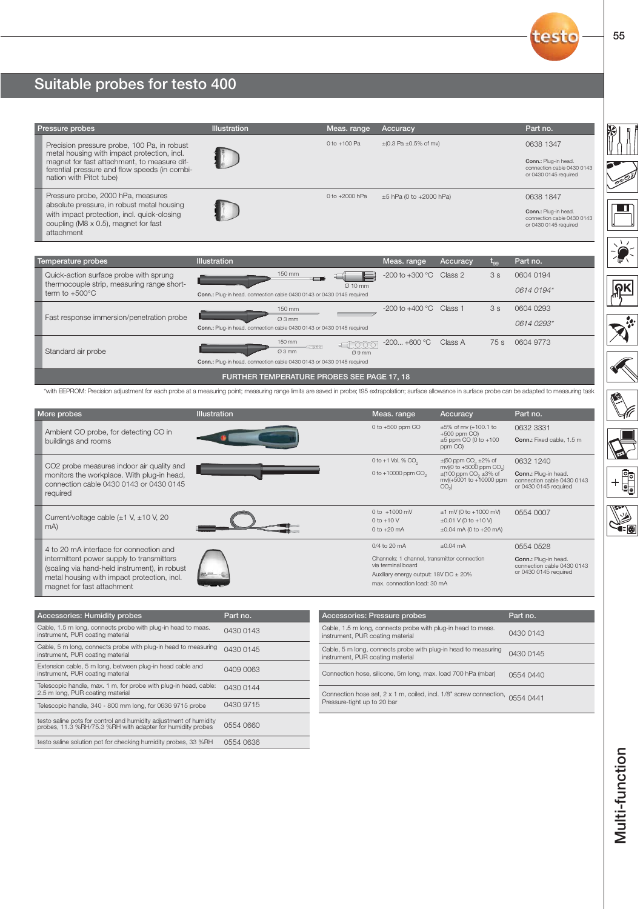# Suitable probes for testo 400

| Pressure probes | Illustration | Meas. range | Accuracy | Part no. |
|---|---|---|---|---|
| Precision pressure probe, 100 Pa, in robust metal housing with impact protection, incl. magnet for fast attachment, to measure differential pressure and flow speeds (in combination with Pitot tube) | | 0 to +100 Pa | ±(0.3 Pa ±0.5% of mv) | 0638 1347<br>**Conn.:** Plug-in head. connection cable 0430 0143 or 0430 0145 required |
| Pressure probe, 2000 hPa, measures absolute pressure, in robust metal housing with impact protection, incl. quick-closing coupling (M8 x 0.5), magnet for fast attachment | | 0 to +2000 hPa | ±5 hPa (0 to +2000 hPa) | 0638 1847<br>**Conn.:** Plug-in head. connection cable 0430 0143 or 0430 0145 required |

| Temperature probes | Illustration | Meas. range | Accuracy | $t_{99}$ | Part no. |
|---|---|---|---|---|---|
| Quick-action surface probe with sprung thermocouple strip, measuring range short-term to +500°C | 150 mm, Ø 10 mm<br>**Conn.:** Plug-in head. connection cable 0430 0143 or 0430 0145 required | -200 to +300 °C | Class 2 | 3 s | 0604 0194<br>*0614 0194** |
| Fast response immersion/penetration probe | 150 mm, Ø 3 mm<br>**Conn.:** Plug-in head. connection cable 0430 0143 or 0430 0145 required | -200 to +400 °C | Class 1 | 3 s | 0604 0293<br>*0614 0293** |
| Standard air probe | 150 mm, Ø 3 mm, Ø 9 mm<br>**Conn.:** Plug-in head. connection cable 0430 0143 or 0430 0145 required | -200... +600 °C | Class A | 75 s | 0604 9773 |

FURTHER TEMPERATURE PROBES SEE PAGE 17, 18

*with EEPROM: Precision adjustment for each probe at a measuring point; measuring range limits are saved in probe; t95 extrapolation; surface allowance in surface probe can be adapted to measuring task

| More probes | Illustration | Meas. range | Accuracy | Part no. |
|---|---|---|---|---|
| Ambient CO probe, for detecting CO in buildings and rooms | | 0 to +500 ppm CO | ±5% of mv (+100.1 to +500 ppm CO)<br>±5 ppm CO (0 to +100 ppm CO) | 0632 3331<br>**Conn.:** Fixed cable, 1.5 m |
| CO2 probe measures indoor air quality and monitors the workplace. With plug-in head, connection cable 0430 0143 or 0430 0145 required | | 0 to +1 Vol. % $CO_2$<br>0 to +10000 ppm $CO_2$ | ±(50 ppm $CO_2$ ±2% of mv)(0 to +5000 ppm $CO_2$)<br>±(100 ppm $CO_2$ ±3% of mv)(+5001 to +10000 ppm $CO_2$) | 0632 1240<br>**Conn.:** Plug-in head. connection cable 0430 0143 or 0430 0145 required |
| Current/voltage cable (±1 V, ±10 V, 20 mA) | | 0 to +1000 mV<br>0 to +10 V<br>0 to +20 mA | ±1 mV (0 to +1000 mV)<br>±0.01 V (0 to +10 V)<br>±0.04 mA (0 to +20 mA) | 0554 0007 |
| 4 to 20 mA interface for connection and intermittent power supply to transmitters (scaling via hand-held instrument), in robust metal housing with impact protection, incl. magnet for fast attachment | | 0/4 to 20 mA<br>Channels: 1 channel, transmitter connection via terminal board<br>Auxiliary energy output: 18V DC ± 20%<br>max. connection load: 30 mA | ±0.04 mA | 0554 0528<br>**Conn.:** Plug-in head. connection cable 0430 0143 or 0430 0145 required |

| Accessories: Humidity probes | Part no. |
|---|---|
| Cable, 1.5 m long, connects probe with plug-in head to meas. instrument, PUR coating material | 0430 0143 |
| Cable, 5 m long, connects probe with plug-in head to measuring instrument, PUR coating material | 0430 0145 |
| Extension cable, 5 m long, between plug-in head cable and instrument, PUR coating material | 0409 0063 |
| Telescopic handle, max. 1 m, for probe with plug-in head, cable: 2.5 m long, PUR coating material | 0430 0144 |
| Telescopic handle, 340 - 800 mm long, for 0636 9715 probe | 0430 9715 |
| testo saline pots for control and humidity adjustment of humidity probes, 11.3 %RH/75.3 %RH with adapter for humidity probes | 0554 0660 |
| testo saline solution pot for checking humidity probes, 33 %RH | 0554 0636 |

| Accessories: Pressure probes | Part no. |
|---|---|
| Cable, 1.5 m long, connects probe with plug-in head to meas. instrument, PUR coating material | 0430 0143 |
| Cable, 5 m long, connects probe with plug-in head to measuring instrument, PUR coating material | 0430 0145 |
| Connection hose, silicone, 5m long, max. load 700 hPa (mbar) | 0554 0440 |
| Connection hose set, 2 x 1 m, coiled, incl. 1/8" screw connection, Pressure-tight up to 20 bar | 0554 0441 |

Multi-function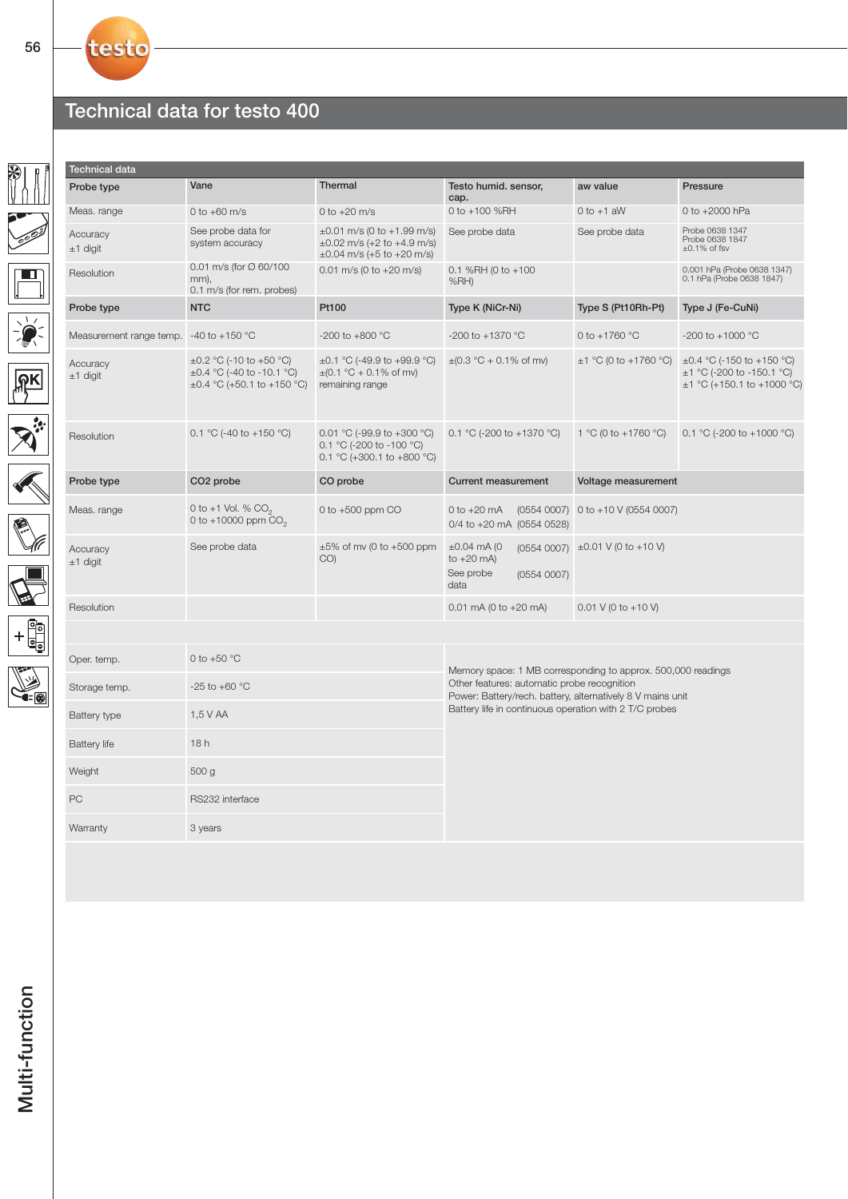# Technical data for testo 400

| Technical data | | | | | |
|---|---|---|---|---|---|
| **Probe type** | **Vane** | **Thermal** | **Testo humid. sensor, cap.** | **aw value** | **Pressure** |
| Meas. range | 0 to +60 m/s | 0 to +20 m/s | 0 to +100 %RH | 0 to +1 aW | 0 to +2000 hPa |
| Accuracy ±1 digit | See probe data for system accuracy | ±0.01 m/s (0 to +1.99 m/s) ±0.02 m/s (+2 to +4.9 m/s) ±0.04 m/s (+5 to +20 m/s) | See probe data | See probe data | Probe 0638 1347 Probe 0638 1847 ±0.1% of fsv |
| Resolution | 0.01 m/s (for Ø 60/100 mm), 0.1 m/s (for rem. probes) | 0.01 m/s (0 to +20 m/s) | 0.1 %RH (0 to +100 %RH) | | 0.001 hPa (Probe 0638 1347) 0.1 hPa (Probe 0638 1847) |
| **Probe type** | **NTC** | **Pt100** | **Type K (NiCr-Ni)** | **Type S (Pt10Rh-Pt)** | **Type J (Fe-CuNi)** |
| Measurement range temp. | -40 to +150 °C | -200 to +800 °C | -200 to +1370 °C | 0 to +1760 °C | -200 to +1000 °C |
| Accuracy ±1 digit | ±0.2 °C (-10 to +50 °C) ±0.4 °C (-40 to -10.1 °C) ±0.4 °C (+50.1 to +150 °C) | ±0.1 °C (-49.9 to +99.9 °C) ±(0.1 °C + 0.1% of mv) remaining range | ±(0.3 °C + 0.1% of mv) | ±1 °C (0 to +1760 °C) | ±0.4 °C (-150 to +150 °C) ±1 °C (-200 to -150.1 °C) ±1 °C (+150.1 to +1000 °C) |
| Resolution | 0.1 °C (-40 to +150 °C) | 0.01 °C (-99.9 to +300 °C) 0.1 °C (-200 to -100 °C) 0.1 °C (+300.1 to +800 °C) | 0.1 °C (-200 to +1370 °C) | 1 °C (0 to +1760 °C) | 0.1 °C (-200 to +1000 °C) |
| **Probe type** | **CO2 probe** | **CO probe** | **Current measurement** | **Voltage measurement** | |
| Meas. range | 0 to +1 Vol. % $CO_2$ 0 to +10000 ppm $CO_2$ | 0 to +500 ppm CO | 0 to +20 mA (0554 0007) 0/4 to +20 mA (0554 0528) | 0 to +10 V (0554 0007) | |
| Accuracy ±1 digit | See probe data | ±5% of mv (0 to +500 ppm CO) | ±0.04 mA (0 to +20 mA) (0554 0007) See probe data (0554 0007) | ±0.01 V (0 to +10 V) | |
| Resolution | | | 0.01 mA (0 to +20 mA) | 0.01 V (0 to +10 V) | |

| | | |
|---|---|---|
| Oper. temp. | 0 to +50 °C | Memory space: 1 MB corresponding to approx. 500,000 readings<br>Other features: automatic probe recognition<br>Power: Battery/rech. battery, alternatively 8 V mains unit<br>Battery life in continuous operation with 2 T/C probes |
| Storage temp. | -25 to +60 °C | |
| Battery type | 1,5 V AA | |
| Battery life | 18 h | |
| Weight | 500 g | |
| PC | RS232 interface | |
| Warranty | 3 years | |

Multi-function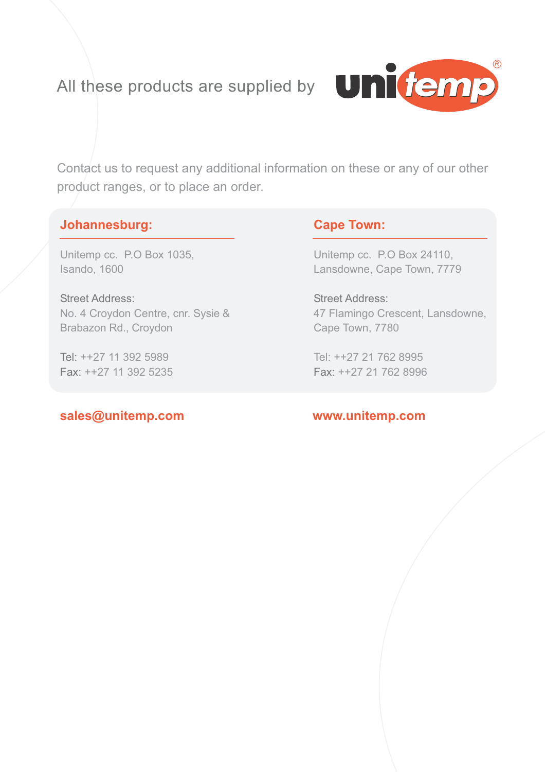All these products are supplied by unitemp®

Contact us to request any additional information on these or any of our other product ranges, or to place an order.

**Johannesburg:**

Unitemp cc. P.O Box 1035,
Isando, 1600

Street Address:
No. 4 Croydon Centre, cnr. Sysie &
Brabazon Rd., Croydon

Tel: ++27 11 392 5989
Fax: ++27 11 392 5235

**Cape Town:**

Unitemp cc. P.O Box 24110,
Lansdowne, Cape Town, 7779

Street Address:
47 Flamingo Crescent, Lansdowne,
Cape Town, 7780

Tel: ++27 21 762 8995
Fax: ++27 21 762 8996

**sales@unitemp.com**

**www.unitemp.com**